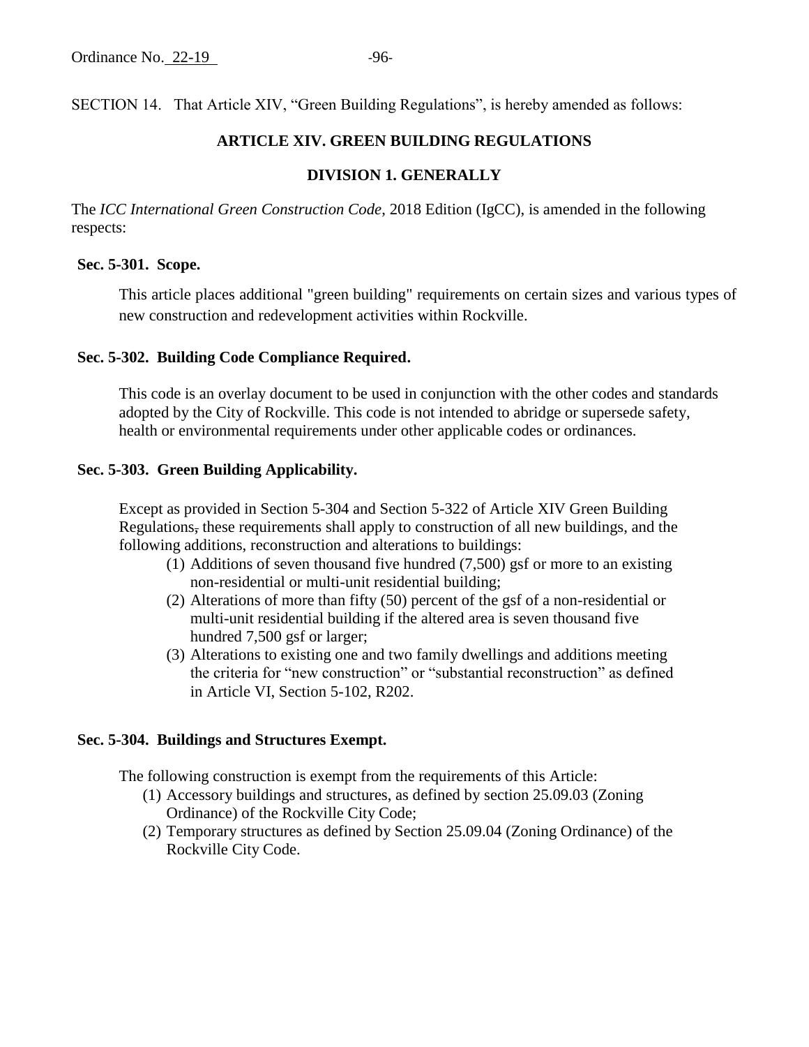SECTION 14. That Article XIV, "Green Building Regulations", is hereby amended as follows:

# ARTICLE XIV. GREEN BUILDING REGULATIONS

## DIVISION 1. GENERALLY

The *ICC International Green Construction Code*, 2018 Edition (IgCC), is amended in the following respects:

### Sec. 5-301. Scope.

This article places additional "green building" requirements on certain sizes and various types of new construction and redevelopment activities within Rockville.

### Sec. 5-302. Building Code Compliance Required.

This code is an overlay document to be used in conjunction with the other codes and standards adopted by the City of Rockville. This code is not intended to abridge or supersede safety, health or environmental requirements under other applicable codes or ordinances.

### Sec. 5-303. Green Building Applicability.

Except as provided in Section 5-304 and Section 5-322 of Article XIV Green Building Regulations, these requirements shall apply to construction of all new buildings, and the following additions, reconstruction and alterations to buildings:

(1) Additions of seven thousand five hundred (7,500) gsf or more to an existing non-residential or multi-unit residential building;

(2) Alterations of more than fifty (50) percent of the gsf of a non-residential or multi-unit residential building if the altered area is seven thousand five hundred 7,500 gsf or larger;

(3) Alterations to existing one and two family dwellings and additions meeting the criteria for "new construction" or "substantial reconstruction" as defined in Article VI, Section 5-102, R202.

### Sec. 5-304. Buildings and Structures Exempt.

The following construction is exempt from the requirements of this Article:

(1) Accessory buildings and structures, as defined by section 25.09.03 (Zoning Ordinance) of the Rockville City Code;

(2) Temporary structures as defined by Section 25.09.04 (Zoning Ordinance) of the Rockville City Code.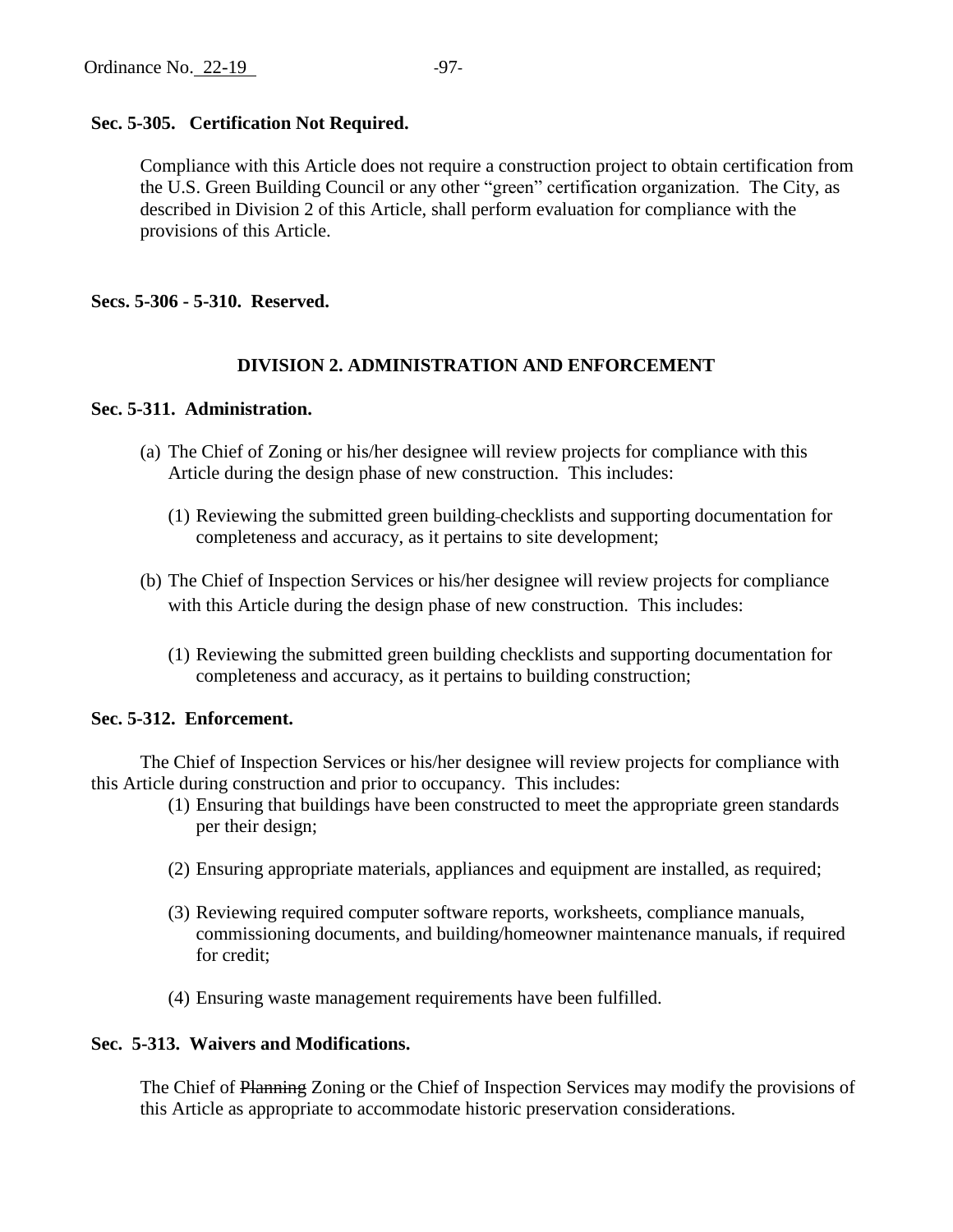**Sec. 5-305. Certification Not Required.**

Compliance with this Article does not require a construction project to obtain certification from the U.S. Green Building Council or any other "green" certification organization. The City, as described in Division 2 of this Article, shall perform evaluation for compliance with the provisions of this Article.

**Secs. 5-306 - 5-310. Reserved.**

## DIVISION 2. ADMINISTRATION AND ENFORCEMENT

**Sec. 5-311. Administration.**

(a) The Chief of Zoning or his/her designee will review projects for compliance with this Article during the design phase of new construction. This includes:

(1) Reviewing the submitted green building checklists and supporting documentation for completeness and accuracy, as it pertains to site development;

(b) The Chief of Inspection Services or his/her designee will review projects for compliance with this Article during the design phase of new construction. This includes:

(1) Reviewing the submitted green building checklists and supporting documentation for completeness and accuracy, as it pertains to building construction;

**Sec. 5-312. Enforcement.**

The Chief of Inspection Services or his/her designee will review projects for compliance with this Article during construction and prior to occupancy. This includes:

(1) Ensuring that buildings have been constructed to meet the appropriate green standards per their design;

(2) Ensuring appropriate materials, appliances and equipment are installed, as required;

(3) Reviewing required computer software reports, worksheets, compliance manuals, commissioning documents, and building/homeowner maintenance manuals, if required for credit;

(4) Ensuring waste management requirements have been fulfilled.

**Sec. 5-313. Waivers and Modifications.**

The Chief of ~~Planning~~ Zoning or the Chief of Inspection Services may modify the provisions of this Article as appropriate to accommodate historic preservation considerations.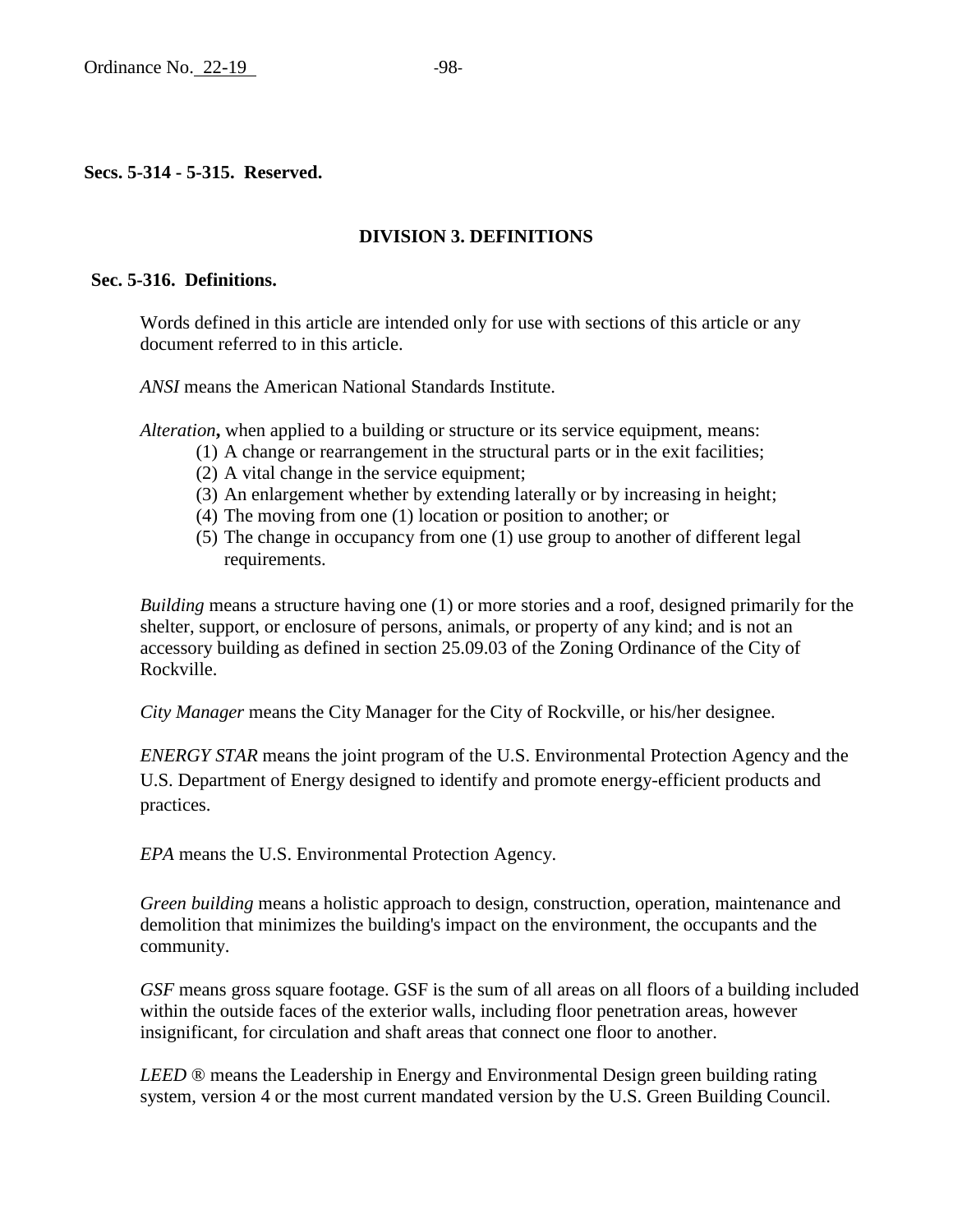**Secs. 5-314 - 5-315. Reserved.**

## DIVISION 3. DEFINITIONS

**Sec. 5-316. Definitions.**

Words defined in this article are intended only for use with sections of this article or any document referred to in this article.

*ANSI* means the American National Standards Institute.

*Alteration***,** when applied to a building or structure or its service equipment, means:

1. A change or rearrangement in the structural parts or in the exit facilities;
2. A vital change in the service equipment;
3. An enlargement whether by extending laterally or by increasing in height;
4. The moving from one (1) location or position to another; or
5. The change in occupancy from one (1) use group to another of different legal requirements.

*Building* means a structure having one (1) or more stories and a roof, designed primarily for the shelter, support, or enclosure of persons, animals, or property of any kind; and is not an accessory building as defined in section 25.09.03 of the Zoning Ordinance of the City of Rockville.

*City Manager* means the City Manager for the City of Rockville, or his/her designee.

*ENERGY STAR* means the joint program of the U.S. Environmental Protection Agency and the U.S. Department of Energy designed to identify and promote energy-efficient products and practices.

*EPA* means the U.S. Environmental Protection Agency.

*Green building* means a holistic approach to design, construction, operation, maintenance and demolition that minimizes the building's impact on the environment, the occupants and the community.

*GSF* means gross square footage. GSF is the sum of all areas on all floors of a building included within the outside faces of the exterior walls, including floor penetration areas, however insignificant, for circulation and shaft areas that connect one floor to another.

*LEED* ® means the Leadership in Energy and Environmental Design green building rating system, version 4 or the most current mandated version by the U.S. Green Building Council.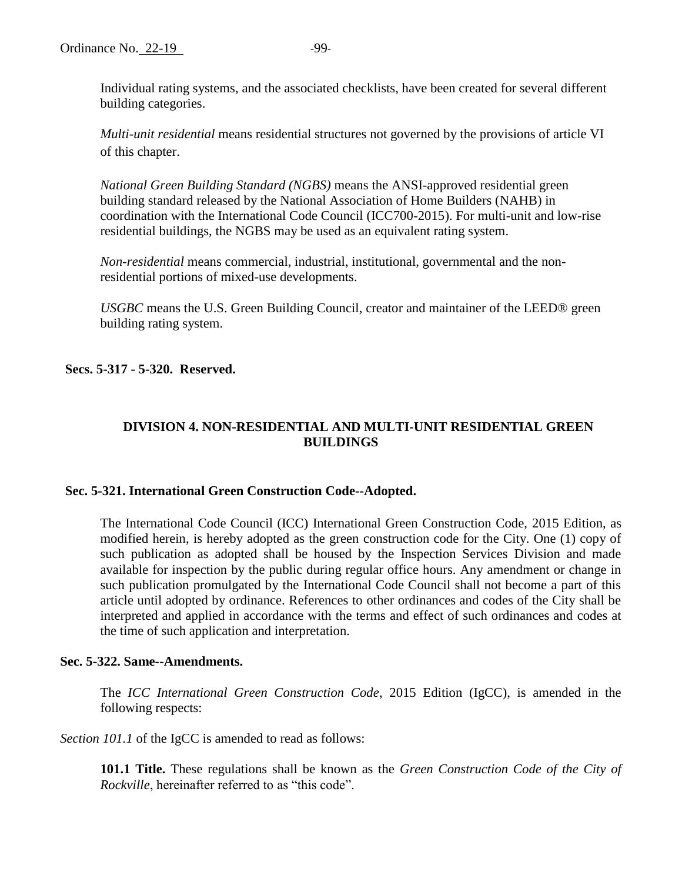Individual rating systems, and the associated checklists, have been created for several different building categories.

*Multi-unit residential* means residential structures not governed by the provisions of article VI of this chapter.

*National Green Building Standard (NGBS)* means the ANSI-approved residential green building standard released by the National Association of Home Builders (NAHB) in coordination with the International Code Council (ICC700-2015). For multi-unit and low-rise residential buildings, the NGBS may be used as an equivalent rating system.

*Non-residential* means commercial, industrial, institutional, governmental and the non-residential portions of mixed-use developments.

*USGBC* means the U.S. Green Building Council, creator and maintainer of the LEED® green building rating system.

**Secs. 5-317 - 5-320. Reserved.**

## DIVISION 4. NON-RESIDENTIAL AND MULTI-UNIT RESIDENTIAL GREEN BUILDINGS

**Sec. 5-321. International Green Construction Code--Adopted.**

The International Code Council (ICC) International Green Construction Code, 2015 Edition, as modified herein, is hereby adopted as the green construction code for the City. One (1) copy of such publication as adopted shall be housed by the Inspection Services Division and made available for inspection by the public during regular office hours. Any amendment or change in such publication promulgated by the International Code Council shall not become a part of this article until adopted by ordinance. References to other ordinances and codes of the City shall be interpreted and applied in accordance with the terms and effect of such ordinances and codes at the time of such application and interpretation.

**Sec. 5-322. Same--Amendments.**

The *ICC International Green Construction Code*, 2015 Edition (IgCC), is amended in the following respects:

*Section 101.1* of the IgCC is amended to read as follows:

**101.1 Title.** These regulations shall be known as the *Green Construction Code of the City of Rockville*, hereinafter referred to as "this code".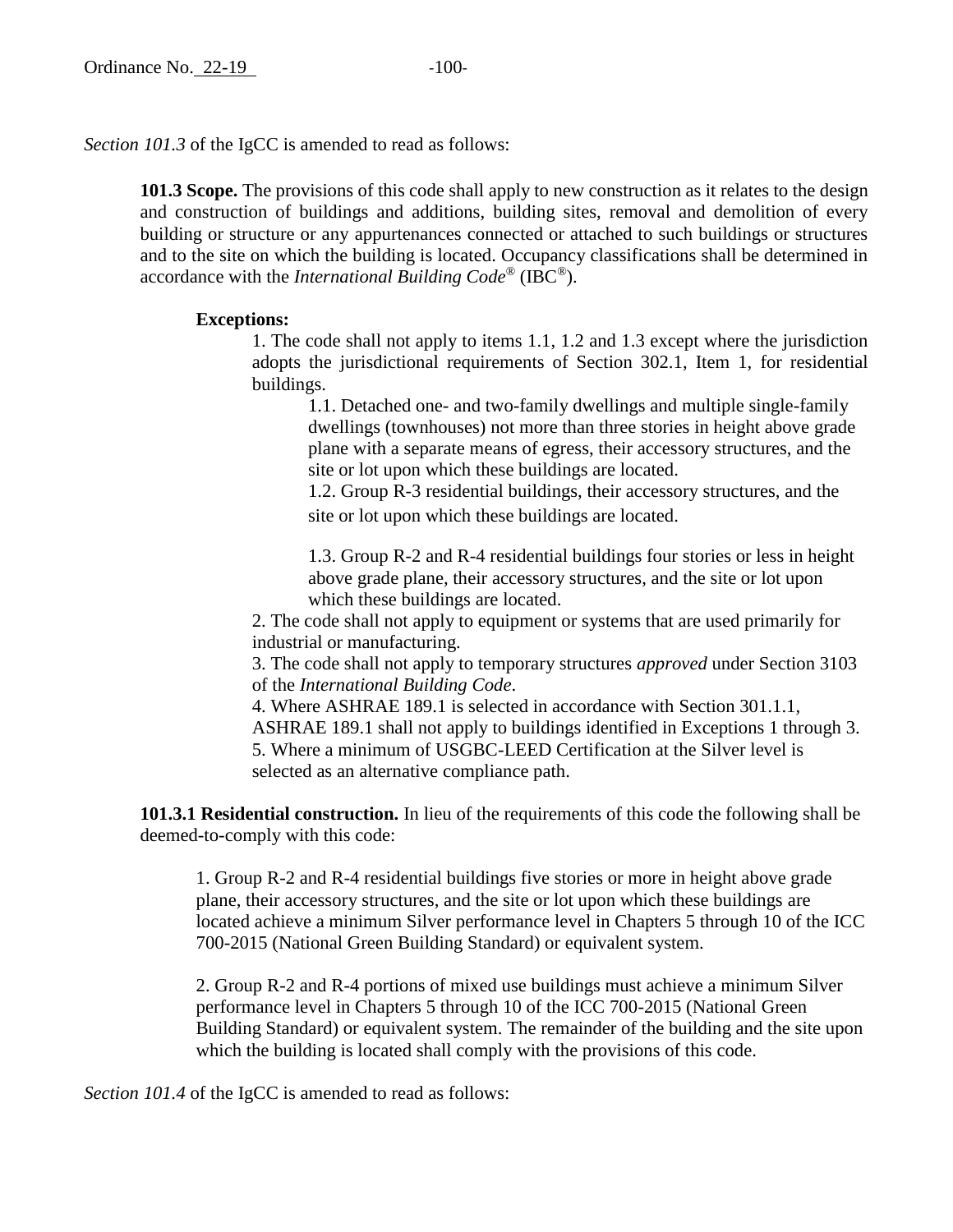*Section 101.3* of the IgCC is amended to read as follows:

> **101.3 Scope.** The provisions of this code shall apply to new construction as it relates to the design and construction of buildings and additions, building sites, removal and demolition of every building or structure or any appurtenances connected or attached to such buildings or structures and to the site on which the building is located. Occupancy classifications shall be determined in accordance with the *International Building Code®* (IBC®).
>
> **Exceptions:**
>
> 1. The code shall not apply to items 1.1, 1.2 and 1.3 except where the jurisdiction adopts the jurisdictional requirements of Section 302.1, Item 1, for residential buildings.
>
>     1.1. Detached one- and two-family dwellings and multiple single-family dwellings (townhouses) not more than three stories in height above grade plane with a separate means of egress, their accessory structures, and the site or lot upon which these buildings are located.
>
>     1.2. Group R-3 residential buildings, their accessory structures, and the site or lot upon which these buildings are located.
>
>     1.3. Group R-2 and R-4 residential buildings four stories or less in height above grade plane, their accessory structures, and the site or lot upon which these buildings are located.
>
> 2. The code shall not apply to equipment or systems that are used primarily for industrial or manufacturing.
> 3. The code shall not apply to temporary structures *approved* under Section 3103 of the *International Building Code*.
> 4. Where ASHRAE 189.1 is selected in accordance with Section 301.1.1, ASHRAE 189.1 shall not apply to buildings identified in Exceptions 1 through 3.
> 5. Where a minimum of USGBC-LEED Certification at the Silver level is selected as an alternative compliance path.
>
> **101.3.1 Residential construction.** In lieu of the requirements of this code the following shall be deemed-to-comply with this code:
>
> 1. Group R-2 and R-4 residential buildings five stories or more in height above grade plane, their accessory structures, and the site or lot upon which these buildings are located achieve a minimum Silver performance level in Chapters 5 through 10 of the ICC 700-2015 (National Green Building Standard) or equivalent system.
>
> 2. Group R-2 and R-4 portions of mixed use buildings must achieve a minimum Silver performance level in Chapters 5 through 10 of the ICC 700-2015 (National Green Building Standard) or equivalent system. The remainder of the building and the site upon which the building is located shall comply with the provisions of this code.

*Section 101.4* of the IgCC is amended to read as follows: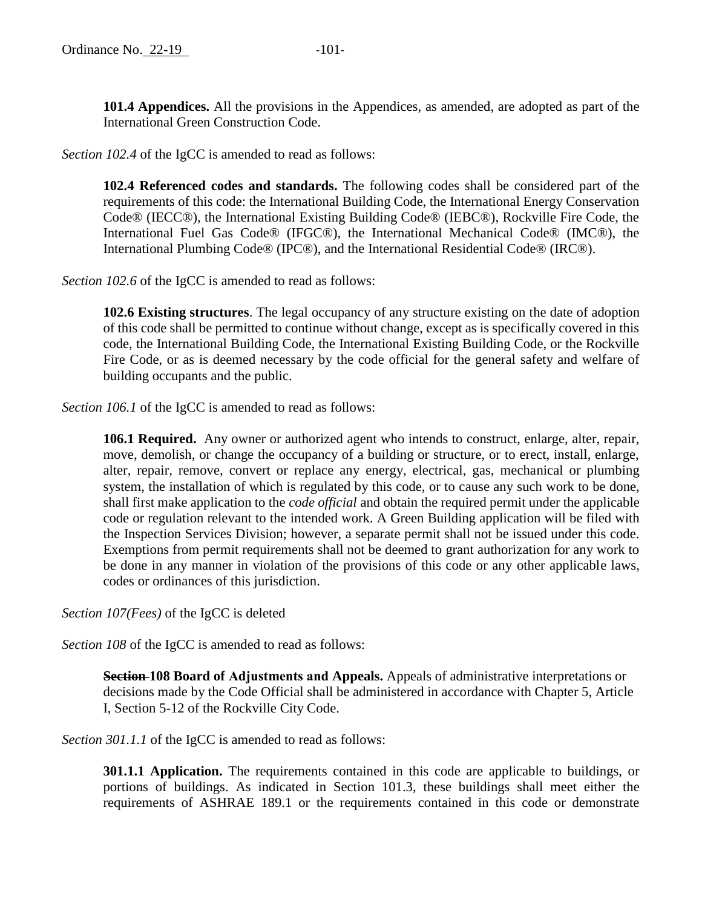**101.4 Appendices.** All the provisions in the Appendices, as amended, are adopted as part of the International Green Construction Code.

*Section 102.4* of the IgCC is amended to read as follows:

**102.4 Referenced codes and standards.** The following codes shall be considered part of the requirements of this code: the International Building Code, the International Energy Conservation Code® (IECC®), the International Existing Building Code® (IEBC®), Rockville Fire Code, the International Fuel Gas Code® (IFGC®), the International Mechanical Code® (IMC®), the International Plumbing Code® (IPC®), and the International Residential Code® (IRC®).

*Section 102.6* of the IgCC is amended to read as follows:

**102.6 Existing structures**. The legal occupancy of any structure existing on the date of adoption of this code shall be permitted to continue without change, except as is specifically covered in this code, the International Building Code, the International Existing Building Code, or the Rockville Fire Code, or as is deemed necessary by the code official for the general safety and welfare of building occupants and the public.

*Section 106.1* of the IgCC is amended to read as follows:

**106.1 Required.** Any owner or authorized agent who intends to construct, enlarge, alter, repair, move, demolish, or change the occupancy of a building or structure, or to erect, install, enlarge, alter, repair, remove, convert or replace any energy, electrical, gas, mechanical or plumbing system, the installation of which is regulated by this code, or to cause any such work to be done, shall first make application to the *code official* and obtain the required permit under the applicable code or regulation relevant to the intended work. A Green Building application will be filed with the Inspection Services Division; however, a separate permit shall not be issued under this code. Exemptions from permit requirements shall not be deemed to grant authorization for any work to be done in any manner in violation of the provisions of this code or any other applicable laws, codes or ordinances of this jurisdiction.

*Section 107(Fees)* of the IgCC is deleted

*Section 108* of the IgCC is amended to read as follows:

**~~Section~~ 108 Board of Adjustments and Appeals.** Appeals of administrative interpretations or decisions made by the Code Official shall be administered in accordance with Chapter 5, Article I, Section 5-12 of the Rockville City Code.

*Section 301.1.1* of the IgCC is amended to read as follows:

**301.1.1 Application.** The requirements contained in this code are applicable to buildings, or portions of buildings. As indicated in Section 101.3, these buildings shall meet either the requirements of ASHRAE 189.1 or the requirements contained in this code or demonstrate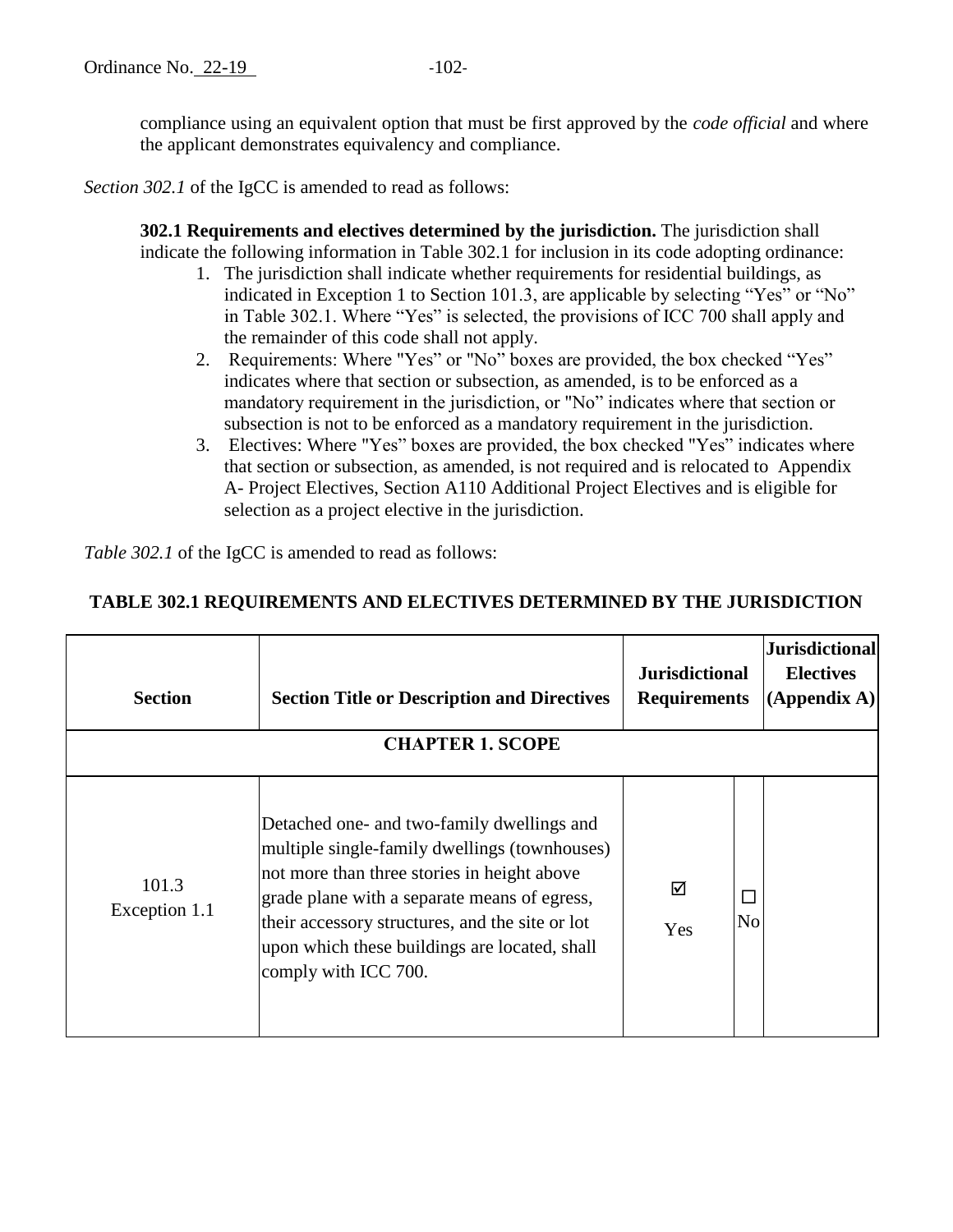compliance using an equivalent option that must be first approved by the *code official* and where the applicant demonstrates equivalency and compliance.

*Section 302.1* of the IgCC is amended to read as follows:

**302.1 Requirements and electives determined by the jurisdiction.** The jurisdiction shall indicate the following information in Table 302.1 for inclusion in its code adopting ordinance:

1. The jurisdiction shall indicate whether requirements for residential buildings, as indicated in Exception 1 to Section 101.3, are applicable by selecting "Yes" or "No" in Table 302.1. Where "Yes" is selected, the provisions of ICC 700 shall apply and the remainder of this code shall not apply.
2. Requirements: Where "Yes" or "No" boxes are provided, the box checked "Yes" indicates where that section or subsection, as amended, is to be enforced as a mandatory requirement in the jurisdiction, or "No" indicates where that section or subsection is not to be enforced as a mandatory requirement in the jurisdiction.
3. Electives: Where "Yes" boxes are provided, the box checked "Yes" indicates where that section or subsection, as amended, is not required and is relocated to Appendix A- Project Electives, Section A110 Additional Project Electives and is eligible for selection as a project elective in the jurisdiction.

*Table 302.1* of the IgCC is amended to read as follows:

**TABLE 302.1 REQUIREMENTS AND ELECTIVES DETERMINED BY THE JURISDICTION**

| Section | Section Title or Description and Directives | Jurisdictional Requirements | | Jurisdictional Electives (Appendix A) |
|---|---|---|---|---|
| **CHAPTER 1. SCOPE** | | | | |
| 101.3 Exception 1.1 | Detached one- and two-family dwellings and multiple single-family dwellings (townhouses) not more than three stories in height above grade plane with a separate means of egress, their accessory structures, and the site or lot upon which these buildings are located, shall comply with ICC 700. | ☑ Yes | ☐ No | |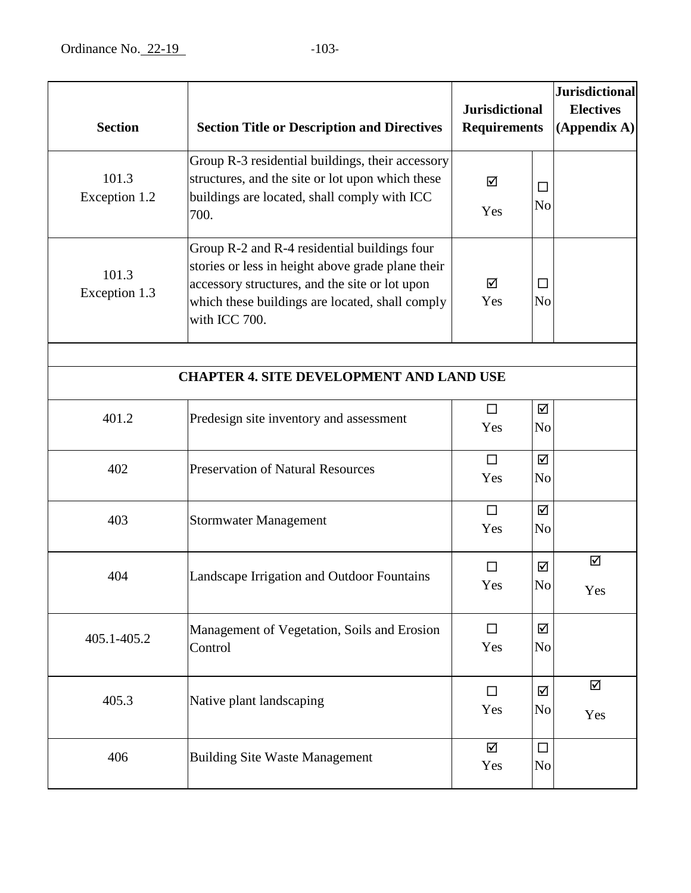| Section | Section Title or Description and Directives | Jurisdictional Requirements | | Jurisdictional Electives (Appendix A) |
|---|---|---|---|---|
| 101.3 Exception 1.2 | Group R-3 residential buildings, their accessory structures, and the site or lot upon which these buildings are located, shall comply with ICC 700. | ☑ Yes | ☐ No | |
| 101.3 Exception 1.3 | Group R-2 and R-4 residential buildings four stories or less in height above grade plane their accessory structures, and the site or lot upon which these buildings are located, shall comply with ICC 700. | ☑ Yes | ☐ No | |
| | | | | |
| **CHAPTER 4. SITE DEVELOPMENT AND LAND USE** | | | | |
| 401.2 | Predesign site inventory and assessment | ☐ Yes | ☑ No | |
| 402 | Preservation of Natural Resources | ☐ Yes | ☑ No | |
| 403 | Stormwater Management | ☐ Yes | ☑ No | |
| 404 | Landscape Irrigation and Outdoor Fountains | ☐ Yes | ☑ No | ☑ Yes |
| 405.1-405.2 | Management of Vegetation, Soils and Erosion Control | ☐ Yes | ☑ No | |
| 405.3 | Native plant landscaping | ☐ Yes | ☑ No | ☑ Yes |
| 406 | Building Site Waste Management | ☑ Yes | ☐ No | |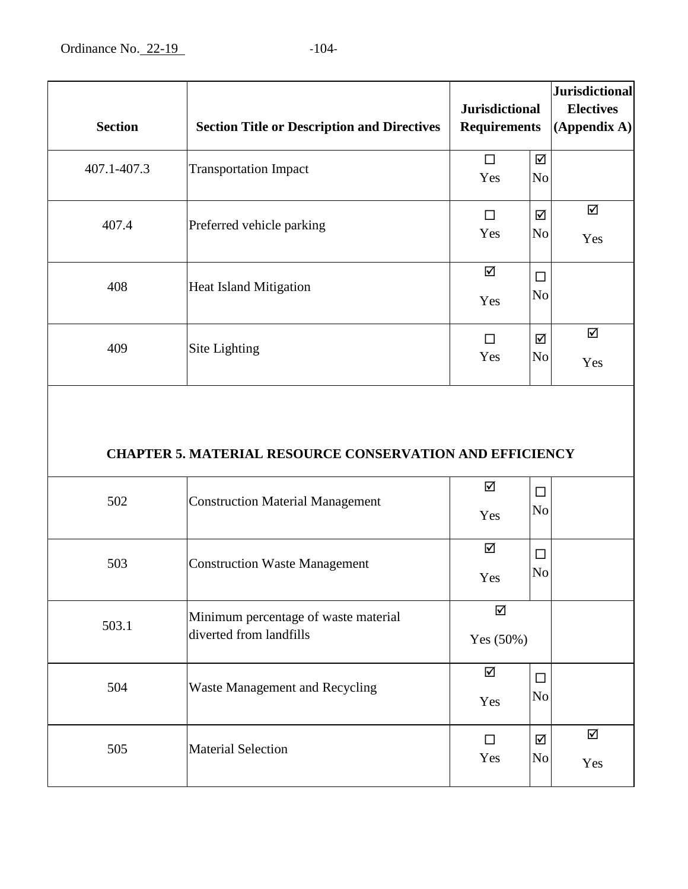| Section | Section Title or Description and Directives | Jurisdictional Requirements | | Jurisdictional Electives (Appendix A) |
|---|---|---|---|---|
| 407.1-407.3 | Transportation Impact | ☐ Yes | ☑ No | |
| 407.4 | Preferred vehicle parking | ☐ Yes | ☑ No | ☑ Yes |
| 408 | Heat Island Mitigation | ☑ Yes | ☐ No | |
| 409 | Site Lighting | ☐ Yes | ☑ No | ☑ Yes |
| **CHAPTER 5. MATERIAL RESOURCE CONSERVATION AND EFFICIENCY** | | | | |
| 502 | Construction Material Management | ☑ Yes | ☐ No | |
| 503 | Construction Waste Management | ☑ Yes | ☐ No | |
| 503.1 | Minimum percentage of waste material diverted from landfills | ☑ Yes (50%) | | |
| 504 | Waste Management and Recycling | ☑ Yes | ☐ No | |
| 505 | Material Selection | ☐ Yes | ☑ No | ☑ Yes |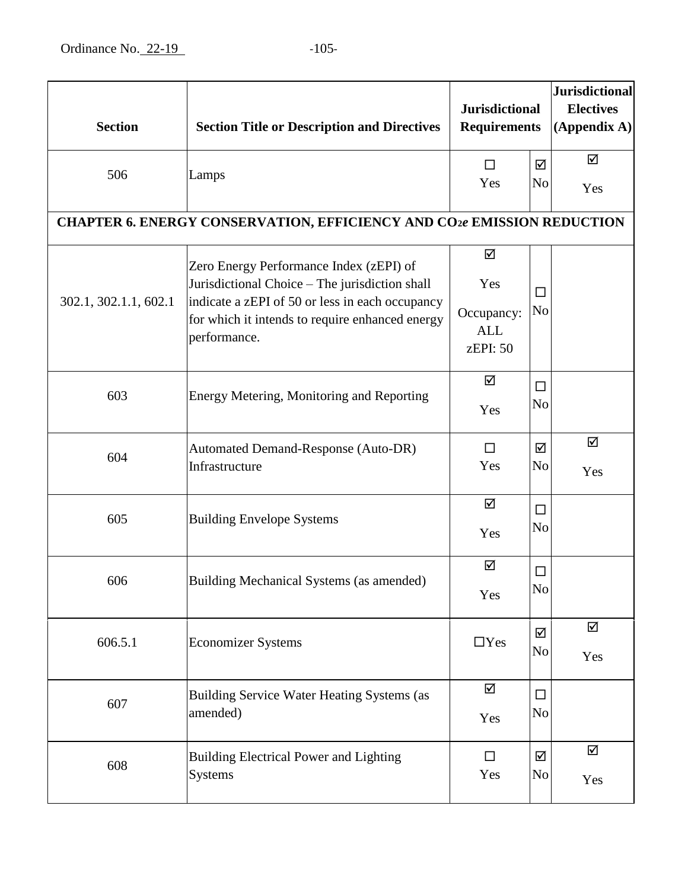| Section | Section Title or Description and Directives | Jurisdictional Requirements | | Jurisdictional Electives (Appendix A) |
|---|---|---|---|---|
| 506 | Lamps | ☐ Yes | ☑ No | ☑ Yes |
| **CHAPTER 6. ENERGY CONSERVATION, EFFICIENCY AND $CO_{2e}$ EMISSION REDUCTION** | | | | |
| 302.1, 302.1.1, 602.1 | Zero Energy Performance Index (zEPI) of Jurisdictional Choice – The jurisdiction shall indicate a zEPI of 50 or less in each occupancy for which it intends to require enhanced energy performance. | ☑ Yes Occupancy: ALL zEPI: 50 | ☐ No | |
| 603 | Energy Metering, Monitoring and Reporting | ☑ Yes | ☐ No | |
| 604 | Automated Demand-Response (Auto-DR) Infrastructure | ☐ Yes | ☑ No | ☑ Yes |
| 605 | Building Envelope Systems | ☑ Yes | ☐ No | |
| 606 | Building Mechanical Systems (as amended) | ☑ Yes | ☐ No | |
| 606.5.1 | Economizer Systems | ☐Yes | ☑ No | ☑ Yes |
| 607 | Building Service Water Heating Systems (as amended) | ☑ Yes | ☐ No | |
| 608 | Building Electrical Power and Lighting Systems | ☐ Yes | ☑ No | ☑ Yes |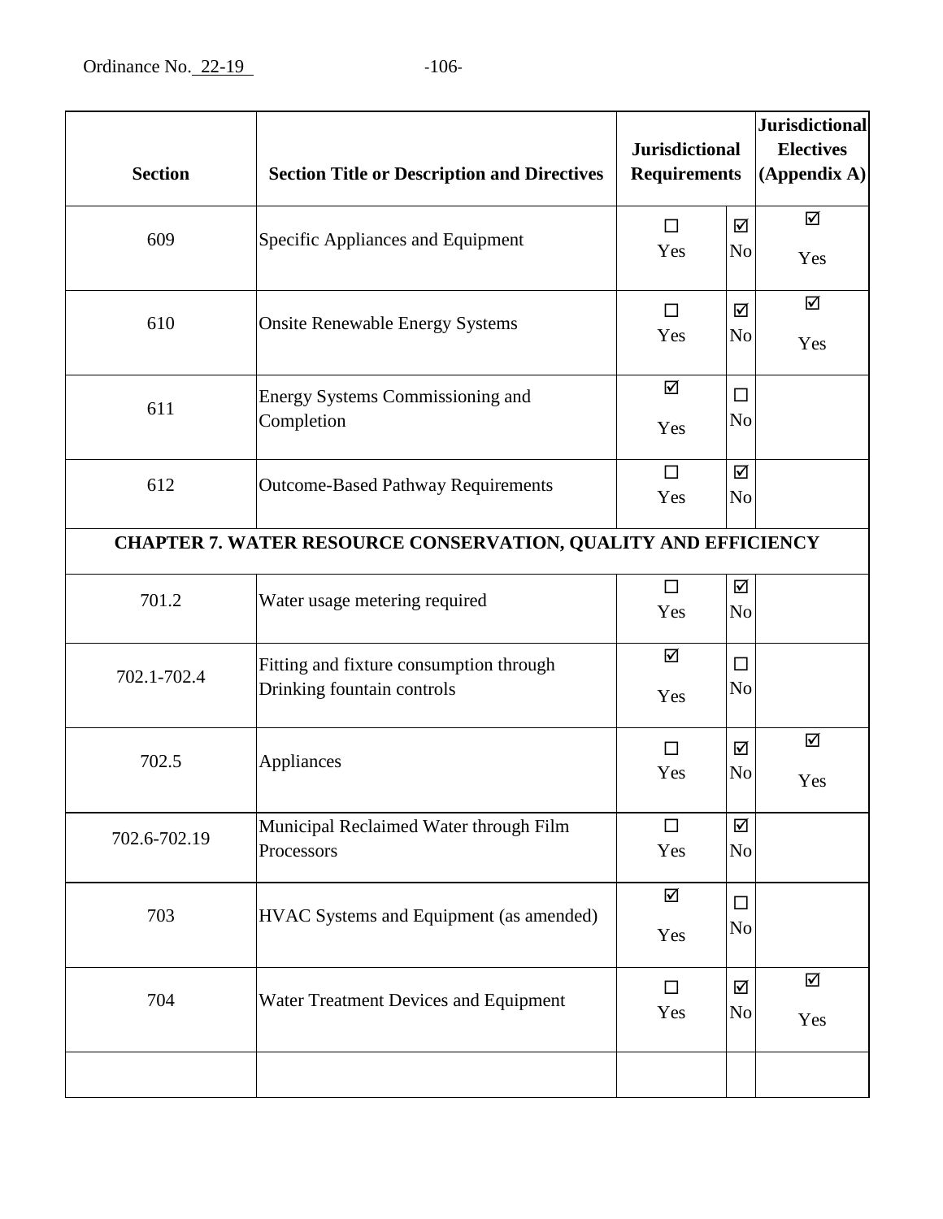| Section | Section Title or Description and Directives | Jurisdictional Requirements | | Jurisdictional Electives (Appendix A) |
|---|---|---|---|---|
| 609 | Specific Appliances and Equipment | ☐ Yes | ☑ No | ☑ Yes |
| 610 | Onsite Renewable Energy Systems | ☐ Yes | ☑ No | ☑ Yes |
| 611 | Energy Systems Commissioning and Completion | ☑ Yes | ☐ No | |
| 612 | Outcome-Based Pathway Requirements | ☐ Yes | ☑ No | |
| **CHAPTER 7. WATER RESOURCE CONSERVATION, QUALITY AND EFFICIENCY** | | | | |
| 701.2 | Water usage metering required | ☐ Yes | ☑ No | |
| 702.1-702.4 | Fitting and fixture consumption through Drinking fountain controls | ☑ Yes | ☐ No | |
| 702.5 | Appliances | ☐ Yes | ☑ No | ☑ Yes |
| 702.6-702.19 | Municipal Reclaimed Water through Film Processors | ☐ Yes | ☑ No | |
| 703 | HVAC Systems and Equipment (as amended) | ☑ Yes | ☐ No | |
| 704 | Water Treatment Devices and Equipment | ☐ Yes | ☑ No | ☑ Yes |
| | | | | |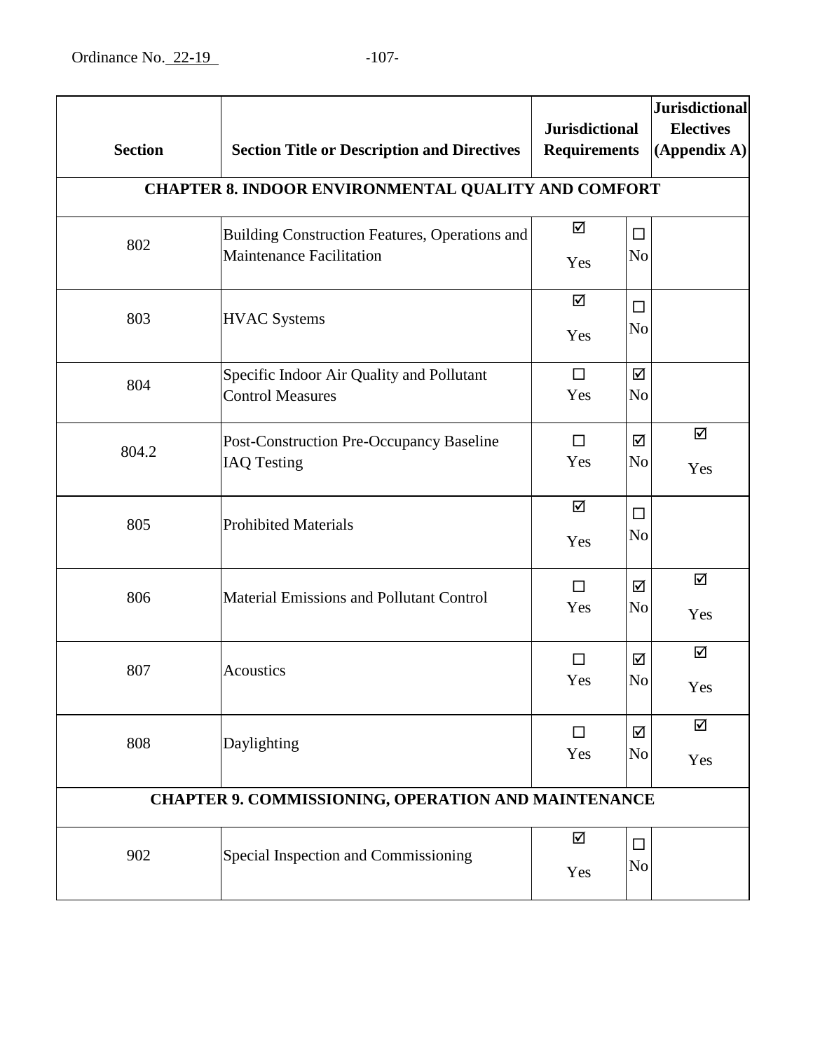Ordinance No. 22-19

| Section | Section Title or Description and Directives | Jurisdictional Requirements | | Jurisdictional Electives (Appendix A) |
|---|---|---|---|---|
| **CHAPTER 8. INDOOR ENVIRONMENTAL QUALITY AND COMFORT** | | | | |
| 802 | Building Construction Features, Operations and Maintenance Facilitation | ☑ Yes | ☐ No | |
| 803 | HVAC Systems | ☑ Yes | ☐ No | |
| 804 | Specific Indoor Air Quality and Pollutant Control Measures | ☐ Yes | ☑ No | |
| 804.2 | Post-Construction Pre-Occupancy Baseline IAQ Testing | ☐ Yes | ☑ No | ☑ Yes |
| 805 | Prohibited Materials | ☑ Yes | ☐ No | |
| 806 | Material Emissions and Pollutant Control | ☐ Yes | ☑ No | ☑ Yes |
| 807 | Acoustics | ☐ Yes | ☑ No | ☑ Yes |
| 808 | Daylighting | ☐ Yes | ☑ No | ☑ Yes |
| **CHAPTER 9. COMMISSIONING, OPERATION AND MAINTENANCE** | | | | |
| 902 | Special Inspection and Commissioning | ☑ Yes | ☐ No | |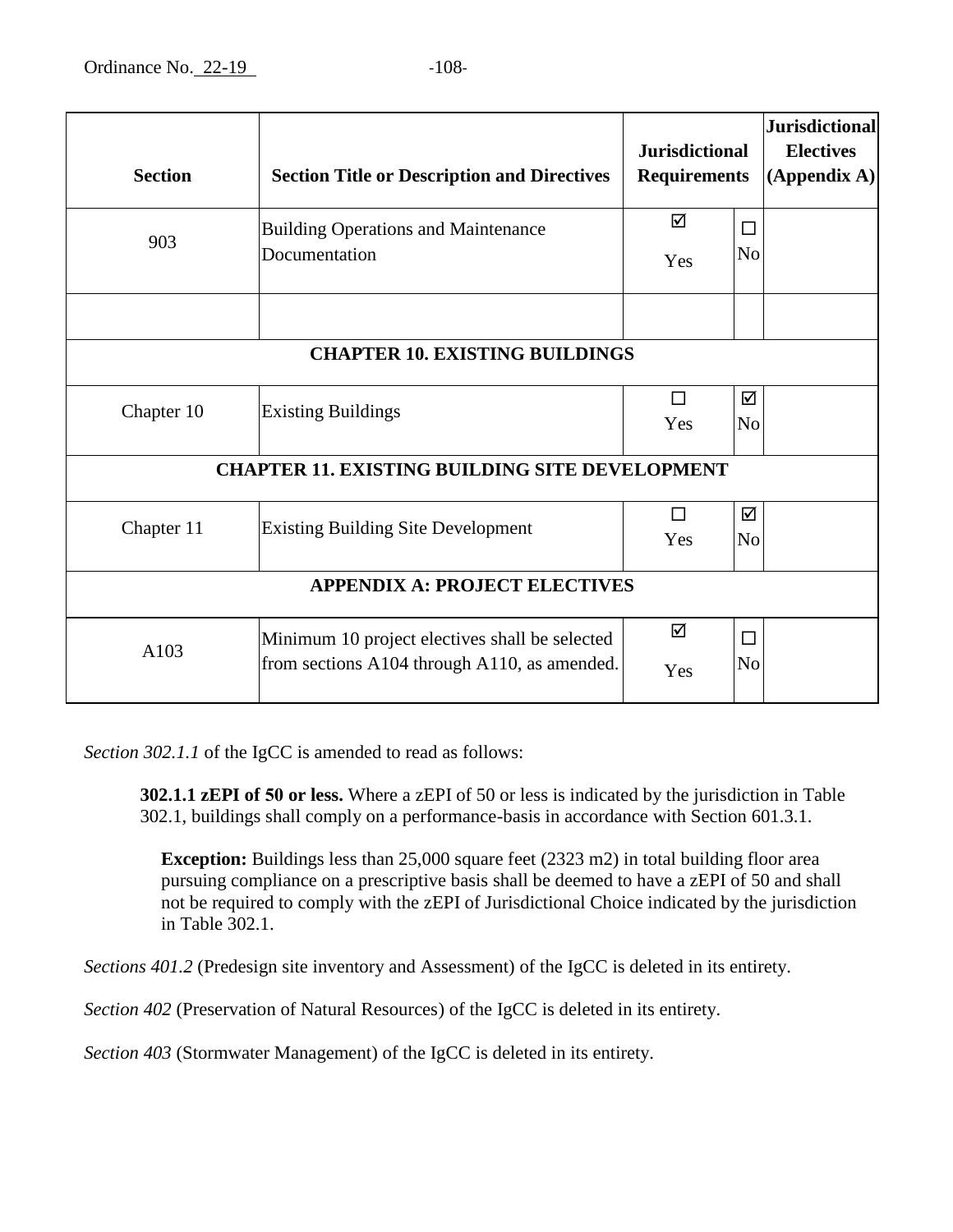| Section | Section Title or Description and Directives | Jurisdictional Requirements | | Jurisdictional Electives (Appendix A) |
|---|---|---|---|---|
| 903 | Building Operations and Maintenance Documentation | ☑ Yes | ☐ No | |
| | | | | |
| **CHAPTER 10. EXISTING BUILDINGS** | | | | |
| Chapter 10 | Existing Buildings | ☐ Yes | ☑ No | |
| **CHAPTER 11. EXISTING BUILDING SITE DEVELOPMENT** | | | | |
| Chapter 11 | Existing Building Site Development | ☐ Yes | ☑ No | |
| **APPENDIX A: PROJECT ELECTIVES** | | | | |
| A103 | Minimum 10 project electives shall be selected from sections A104 through A110, as amended. | ☑ Yes | ☐ No | |

*Section 302.1.1* of the IgCC is amended to read as follows:

> **302.1.1 zEPI of 50 or less.** Where a zEPI of 50 or less is indicated by the jurisdiction in Table 302.1, buildings shall comply on a performance-basis in accordance with Section 601.3.1.
>
> **Exception:** Buildings less than 25,000 square feet (2323 m2) in total building floor area pursuing compliance on a prescriptive basis shall be deemed to have a zEPI of 50 and shall not be required to comply with the zEPI of Jurisdictional Choice indicated by the jurisdiction in Table 302.1.

*Sections 401.2* (Predesign site inventory and Assessment) of the IgCC is deleted in its entirety.

*Section 402* (Preservation of Natural Resources) of the IgCC is deleted in its entirety.

*Section 403* (Stormwater Management) of the IgCC is deleted in its entirety.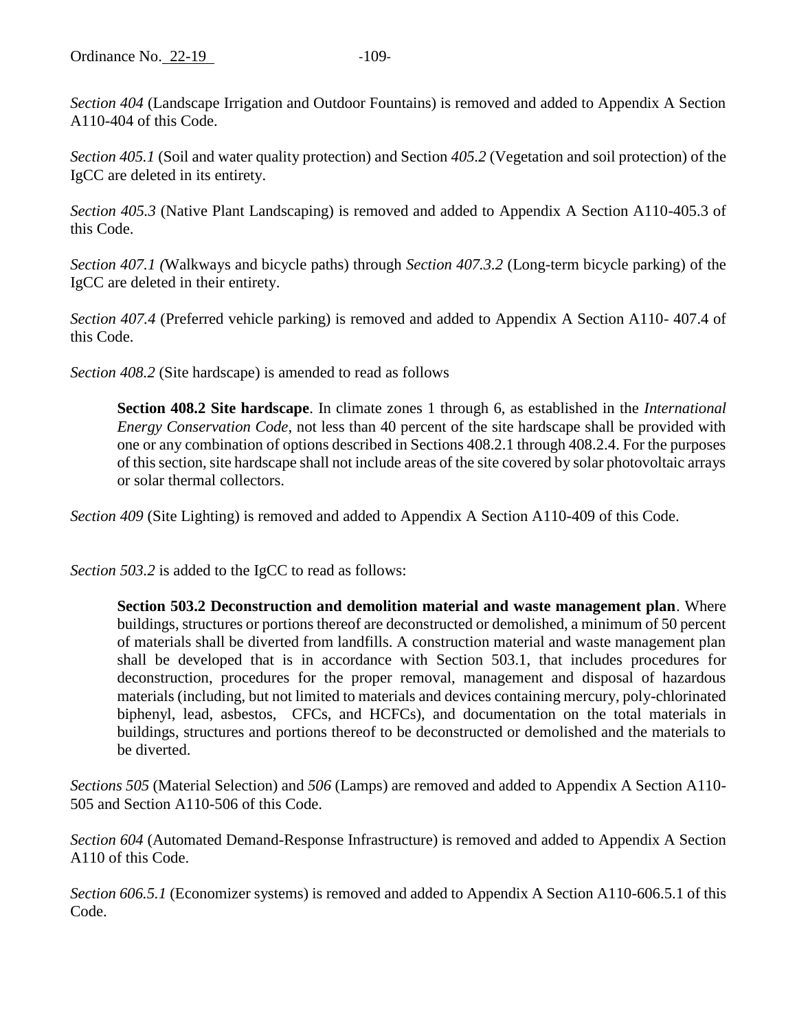*Section 404* (Landscape Irrigation and Outdoor Fountains) is removed and added to Appendix A Section A110-404 of this Code.

*Section 405.1* (Soil and water quality protection) and Section *405.2* (Vegetation and soil protection) of the IgCC are deleted in its entirety.

*Section 405.3* (Native Plant Landscaping) is removed and added to Appendix A Section A110-405.3 of this Code.

*Section 407.1 (*Walkways and bicycle paths) through *Section 407.3.2* (Long-term bicycle parking) of the IgCC are deleted in their entirety.

*Section 407.4* (Preferred vehicle parking) is removed and added to Appendix A Section A110- 407.4 of this Code.

*Section 408.2* (Site hardscape) is amended to read as follows

> **Section 408.2 Site hardscape**. In climate zones 1 through 6, as established in the *International Energy Conservation Code*, not less than 40 percent of the site hardscape shall be provided with one or any combination of options described in Sections 408.2.1 through 408.2.4. For the purposes of this section, site hardscape shall not include areas of the site covered by solar photovoltaic arrays or solar thermal collectors.

*Section 409* (Site Lighting) is removed and added to Appendix A Section A110-409 of this Code.

*Section 503.2* is added to the IgCC to read as follows:

> **Section 503.2 Deconstruction and demolition material and waste management plan**. Where buildings, structures or portions thereof are deconstructed or demolished, a minimum of 50 percent of materials shall be diverted from landfills. A construction material and waste management plan shall be developed that is in accordance with Section 503.1, that includes procedures for deconstruction, procedures for the proper removal, management and disposal of hazardous materials (including, but not limited to materials and devices containing mercury, poly-chlorinated biphenyl, lead, asbestos, CFCs, and HCFCs), and documentation on the total materials in buildings, structures and portions thereof to be deconstructed or demolished and the materials to be diverted.

*Sections 505* (Material Selection) and *506* (Lamps) are removed and added to Appendix A Section A110-505 and Section A110-506 of this Code.

*Section 604* (Automated Demand-Response Infrastructure) is removed and added to Appendix A Section A110 of this Code.

*Section 606.5.1* (Economizer systems) is removed and added to Appendix A Section A110-606.5.1 of this Code.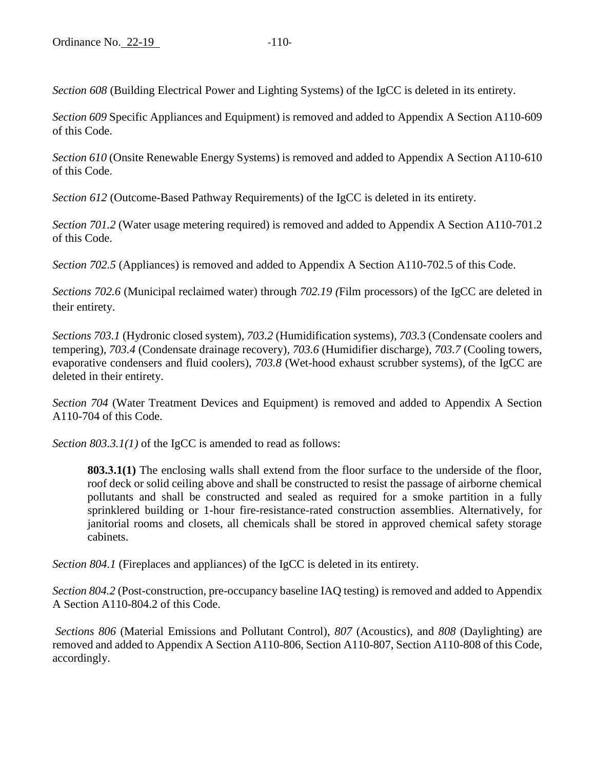*Section 608* (Building Electrical Power and Lighting Systems) of the IgCC is deleted in its entirety.

*Section 609* Specific Appliances and Equipment) is removed and added to Appendix A Section A110-609 of this Code.

*Section 610* (Onsite Renewable Energy Systems) is removed and added to Appendix A Section A110-610 of this Code.

*Section 612* (Outcome-Based Pathway Requirements) of the IgCC is deleted in its entirety.

*Section 701.2* (Water usage metering required) is removed and added to Appendix A Section A110-701.2 of this Code.

*Section 702.5* (Appliances) is removed and added to Appendix A Section A110-702.5 of this Code.

*Sections 702.6* (Municipal reclaimed water) through *702.19 (*Film processors) of the IgCC are deleted in their entirety.

*Sections 703.1* (Hydronic closed system), *703.2* (Humidification systems), *703.*3 (Condensate coolers and tempering), *703.4* (Condensate drainage recovery), *703.6* (Humidifier discharge), *703.7* (Cooling towers, evaporative condensers and fluid coolers), *703.8* (Wet-hood exhaust scrubber systems), of the IgCC are deleted in their entirety.

*Section 704* (Water Treatment Devices and Equipment) is removed and added to Appendix A Section A110-704 of this Code.

*Section 803.3.1(1)* of the IgCC is amended to read as follows:

> **803.3.1(1)** The enclosing walls shall extend from the floor surface to the underside of the floor, roof deck or solid ceiling above and shall be constructed to resist the passage of airborne chemical pollutants and shall be constructed and sealed as required for a smoke partition in a fully sprinklered building or 1-hour fire-resistance-rated construction assemblies. Alternatively, for janitorial rooms and closets, all chemicals shall be stored in approved chemical safety storage cabinets.

*Section 804.1* (Fireplaces and appliances) of the IgCC is deleted in its entirety.

*Section 804.2* (Post-construction, pre-occupancy baseline IAQ testing) is removed and added to Appendix A Section A110-804.2 of this Code.

*Sections 806* (Material Emissions and Pollutant Control), *807* (Acoustics), and *808* (Daylighting) are removed and added to Appendix A Section A110-806, Section A110-807, Section A110-808 of this Code, accordingly.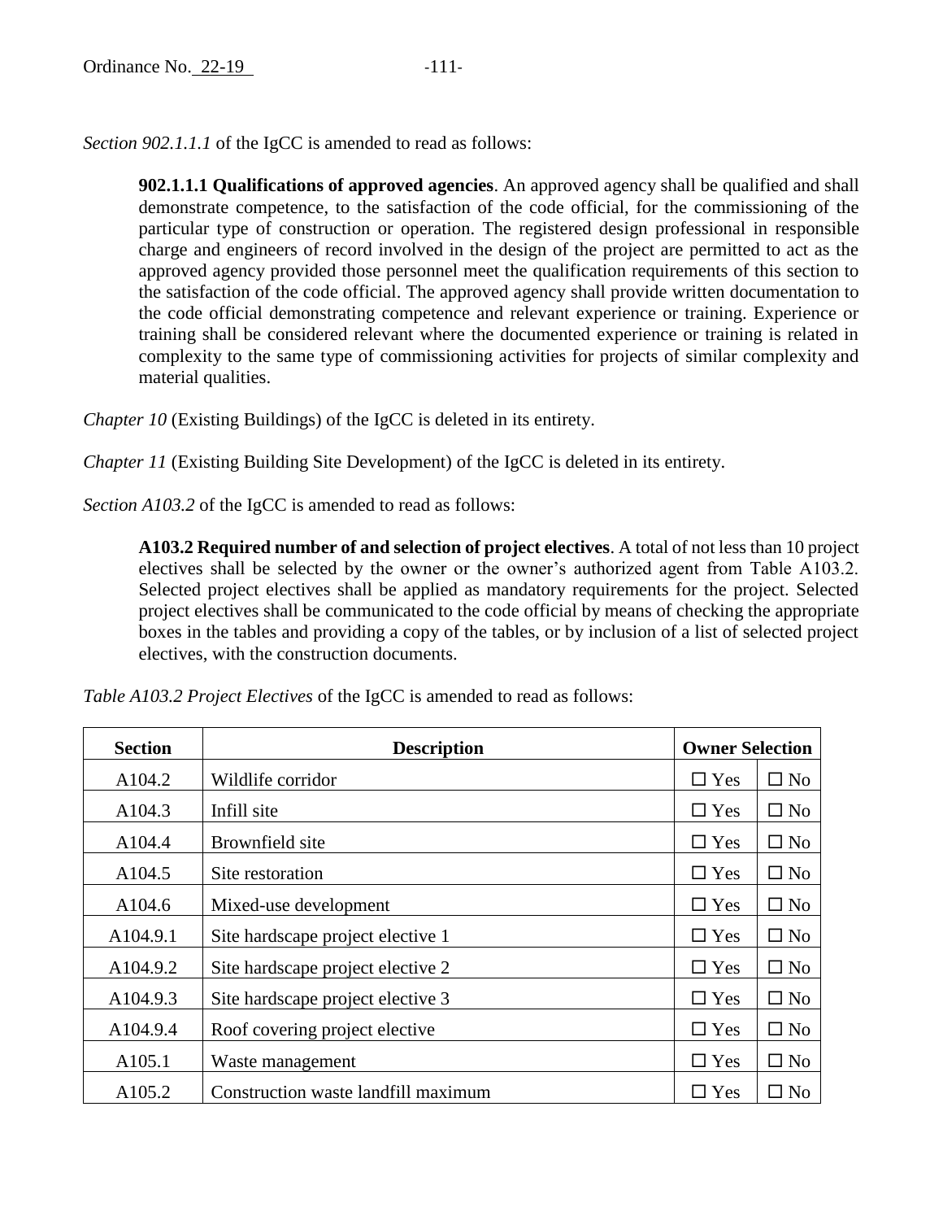*Section 902.1.1.1* of the IgCC is amended to read as follows:

> **902.1.1.1 Qualifications of approved agencies**. An approved agency shall be qualified and shall demonstrate competence, to the satisfaction of the code official, for the commissioning of the particular type of construction or operation. The registered design professional in responsible charge and engineers of record involved in the design of the project are permitted to act as the approved agency provided those personnel meet the qualification requirements of this section to the satisfaction of the code official. The approved agency shall provide written documentation to the code official demonstrating competence and relevant experience or training. Experience or training shall be considered relevant where the documented experience or training is related in complexity to the same type of commissioning activities for projects of similar complexity and material qualities.

*Chapter 10* (Existing Buildings) of the IgCC is deleted in its entirety.

*Chapter 11* (Existing Building Site Development) of the IgCC is deleted in its entirety.

*Section A103.2* of the IgCC is amended to read as follows:

> **A103.2 Required number of and selection of project electives**. A total of not less than 10 project electives shall be selected by the owner or the owner's authorized agent from Table A103.2. Selected project electives shall be applied as mandatory requirements for the project. Selected project electives shall be communicated to the code official by means of checking the appropriate boxes in the tables and providing a copy of the tables, or by inclusion of a list of selected project electives, with the construction documents.

*Table A103.2 Project Electives* of the IgCC is amended to read as follows:

| Section | Description | Owner Selection | |
|---|---|---|---|
| A104.2 | Wildlife corridor | ☐ Yes | ☐ No |
| A104.3 | Infill site | ☐ Yes | ☐ No |
| A104.4 | Brownfield site | ☐ Yes | ☐ No |
| A104.5 | Site restoration | ☐ Yes | ☐ No |
| A104.6 | Mixed-use development | ☐ Yes | ☐ No |
| A104.9.1 | Site hardscape project elective 1 | ☐ Yes | ☐ No |
| A104.9.2 | Site hardscape project elective 2 | ☐ Yes | ☐ No |
| A104.9.3 | Site hardscape project elective 3 | ☐ Yes | ☐ No |
| A104.9.4 | Roof covering project elective | ☐ Yes | ☐ No |
| A105.1 | Waste management | ☐ Yes | ☐ No |
| A105.2 | Construction waste landfill maximum | ☐ Yes | ☐ No |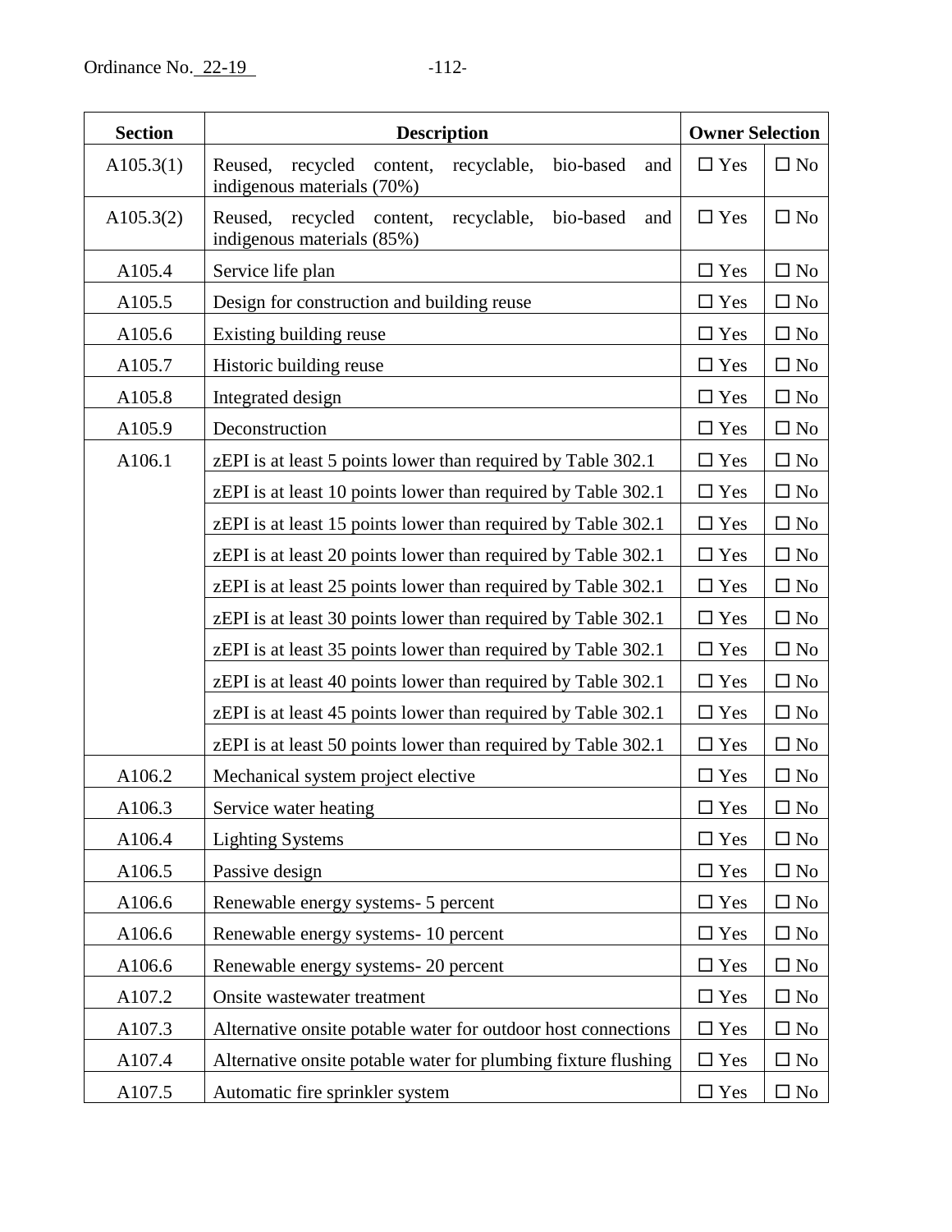| Section | Description | Owner Selection | |
|---|---|---|---|
| A105.3(1) | Reused, recycled content, recyclable, bio-based and indigenous materials (70%) | ☐ Yes | ☐ No |
| A105.3(2) | Reused, recycled content, recyclable, bio-based and indigenous materials (85%) | ☐ Yes | ☐ No |
| A105.4 | Service life plan | ☐ Yes | ☐ No |
| A105.5 | Design for construction and building reuse | ☐ Yes | ☐ No |
| A105.6 | Existing building reuse | ☐ Yes | ☐ No |
| A105.7 | Historic building reuse | ☐ Yes | ☐ No |
| A105.8 | Integrated design | ☐ Yes | ☐ No |
| A105.9 | Deconstruction | ☐ Yes | ☐ No |
| A106.1 | zEPI is at least 5 points lower than required by Table 302.1 | ☐ Yes | ☐ No |
| | zEPI is at least 10 points lower than required by Table 302.1 | ☐ Yes | ☐ No |
| | zEPI is at least 15 points lower than required by Table 302.1 | ☐ Yes | ☐ No |
| | zEPI is at least 20 points lower than required by Table 302.1 | ☐ Yes | ☐ No |
| | zEPI is at least 25 points lower than required by Table 302.1 | ☐ Yes | ☐ No |
| | zEPI is at least 30 points lower than required by Table 302.1 | ☐ Yes | ☐ No |
| | zEPI is at least 35 points lower than required by Table 302.1 | ☐ Yes | ☐ No |
| | zEPI is at least 40 points lower than required by Table 302.1 | ☐ Yes | ☐ No |
| | zEPI is at least 45 points lower than required by Table 302.1 | ☐ Yes | ☐ No |
| | zEPI is at least 50 points lower than required by Table 302.1 | ☐ Yes | ☐ No |
| A106.2 | Mechanical system project elective | ☐ Yes | ☐ No |
| A106.3 | Service water heating | ☐ Yes | ☐ No |
| A106.4 | Lighting Systems | ☐ Yes | ☐ No |
| A106.5 | Passive design | ☐ Yes | ☐ No |
| A106.6 | Renewable energy systems- 5 percent | ☐ Yes | ☐ No |
| A106.6 | Renewable energy systems- 10 percent | ☐ Yes | ☐ No |
| A106.6 | Renewable energy systems- 20 percent | ☐ Yes | ☐ No |
| A107.2 | Onsite wastewater treatment | ☐ Yes | ☐ No |
| A107.3 | Alternative onsite potable water for outdoor host connections | ☐ Yes | ☐ No |
| A107.4 | Alternative onsite potable water for plumbing fixture flushing | ☐ Yes | ☐ No |
| A107.5 | Automatic fire sprinkler system | ☐ Yes | ☐ No |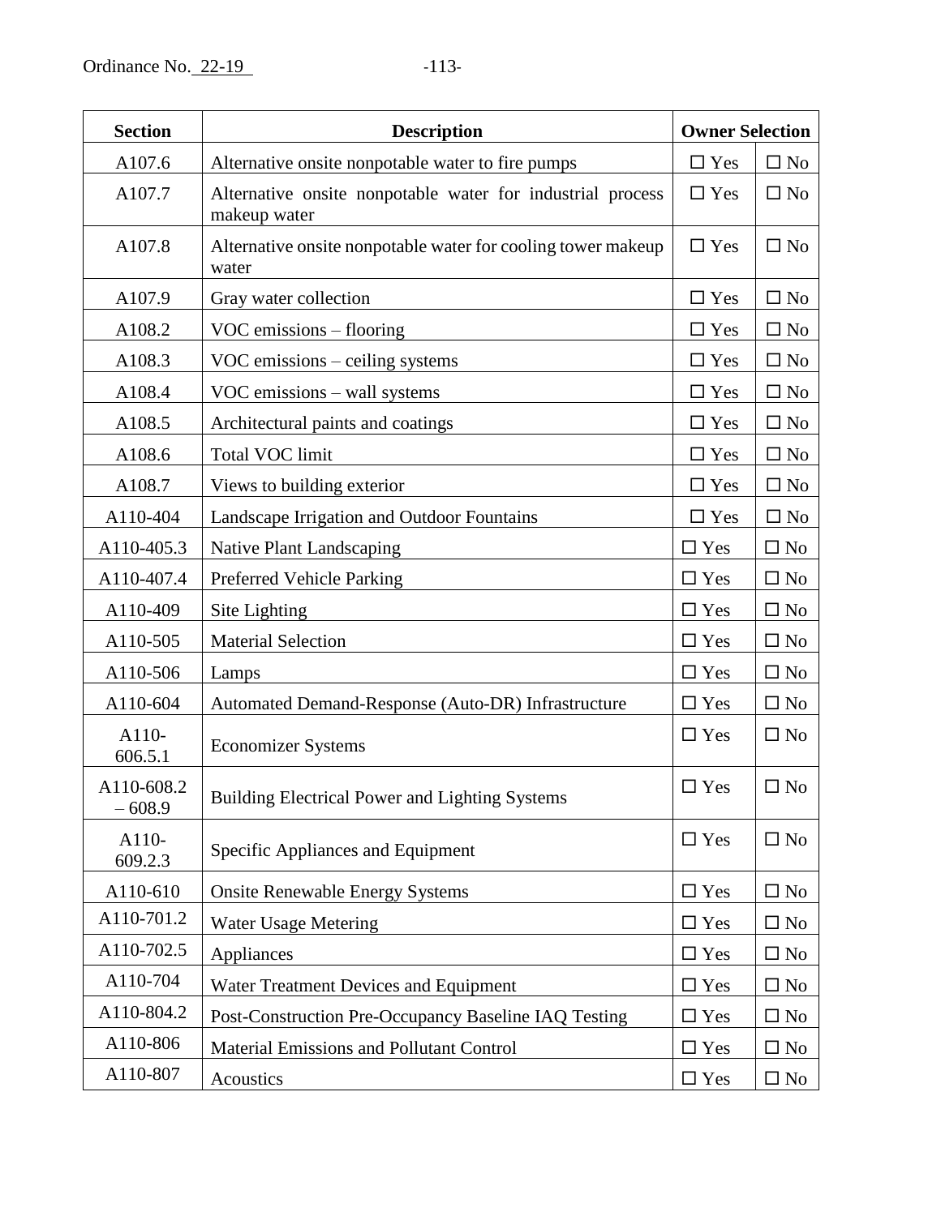| Section | Description | Owner Selection | |
|---|---|---|---|
| A107.6 | Alternative onsite nonpotable water to fire pumps | ☐ Yes | ☐ No |
| A107.7 | Alternative onsite nonpotable water for industrial process makeup water | ☐ Yes | ☐ No |
| A107.8 | Alternative onsite nonpotable water for cooling tower makeup water | ☐ Yes | ☐ No |
| A107.9 | Gray water collection | ☐ Yes | ☐ No |
| A108.2 | VOC emissions – flooring | ☐ Yes | ☐ No |
| A108.3 | VOC emissions – ceiling systems | ☐ Yes | ☐ No |
| A108.4 | VOC emissions – wall systems | ☐ Yes | ☐ No |
| A108.5 | Architectural paints and coatings | ☐ Yes | ☐ No |
| A108.6 | Total VOC limit | ☐ Yes | ☐ No |
| A108.7 | Views to building exterior | ☐ Yes | ☐ No |
| A110-404 | Landscape Irrigation and Outdoor Fountains | ☐ Yes | ☐ No |
| A110-405.3 | Native Plant Landscaping | ☐ Yes | ☐ No |
| A110-407.4 | Preferred Vehicle Parking | ☐ Yes | ☐ No |
| A110-409 | Site Lighting | ☐ Yes | ☐ No |
| A110-505 | Material Selection | ☐ Yes | ☐ No |
| A110-506 | Lamps | ☐ Yes | ☐ No |
| A110-604 | Automated Demand-Response (Auto-DR) Infrastructure | ☐ Yes | ☐ No |
| A110-606.5.1 | Economizer Systems | ☐ Yes | ☐ No |
| A110-608.2 – 608.9 | Building Electrical Power and Lighting Systems | ☐ Yes | ☐ No |
| A110-609.2.3 | Specific Appliances and Equipment | ☐ Yes | ☐ No |
| A110-610 | Onsite Renewable Energy Systems | ☐ Yes | ☐ No |
| A110-701.2 | Water Usage Metering | ☐ Yes | ☐ No |
| A110-702.5 | Appliances | ☐ Yes | ☐ No |
| A110-704 | Water Treatment Devices and Equipment | ☐ Yes | ☐ No |
| A110-804.2 | Post-Construction Pre-Occupancy Baseline IAQ Testing | ☐ Yes | ☐ No |
| A110-806 | Material Emissions and Pollutant Control | ☐ Yes | ☐ No |
| A110-807 | Acoustics | ☐ Yes | ☐ No |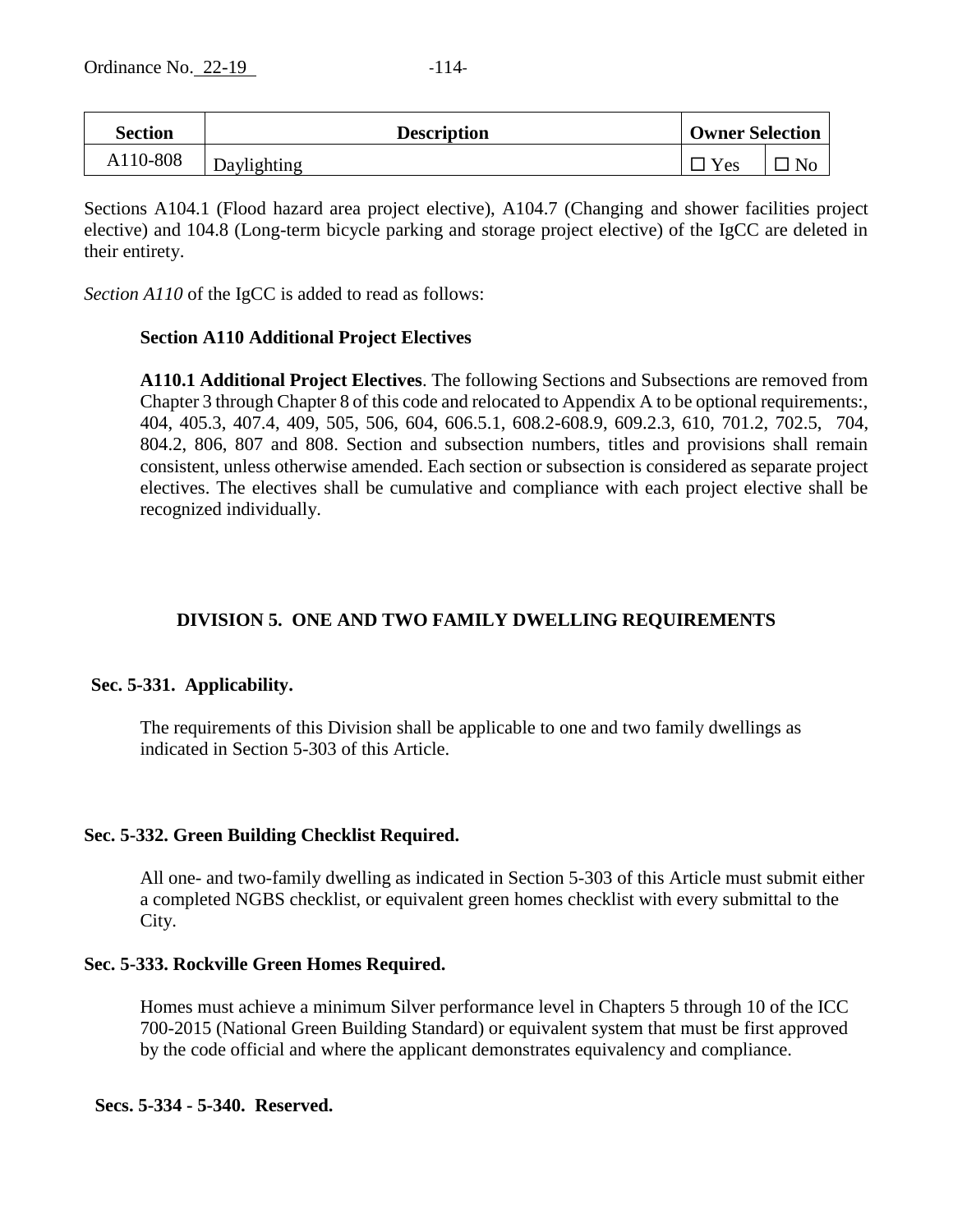| Section | Description | Owner Selection | |
|---|---|---|---|
| A110-808 | Daylighting | ☐ Yes | ☐ No |

Sections A104.1 (Flood hazard area project elective), A104.7 (Changing and shower facilities project elective) and 104.8 (Long-term bicycle parking and storage project elective) of the IgCC are deleted in their entirety.

*Section A110* of the IgCC is added to read as follows:

**Section A110 Additional Project Electives**

**A110.1 Additional Project Electives**. The following Sections and Subsections are removed from Chapter 3 through Chapter 8 of this code and relocated to Appendix A to be optional requirements:, 404, 405.3, 407.4, 409, 505, 506, 604, 606.5.1, 608.2-608.9, 609.2.3, 610, 701.2, 702.5, 704, 804.2, 806, 807 and 808. Section and subsection numbers, titles and provisions shall remain consistent, unless otherwise amended. Each section or subsection is considered as separate project electives. The electives shall be cumulative and compliance with each project elective shall be recognized individually.

## DIVISION 5. ONE AND TWO FAMILY DWELLING REQUIREMENTS

### Sec. 5-331. Applicability.

The requirements of this Division shall be applicable to one and two family dwellings as indicated in Section 5-303 of this Article.

### Sec. 5-332. Green Building Checklist Required.

All one- and two-family dwelling as indicated in Section 5-303 of this Article must submit either a completed NGBS checklist, or equivalent green homes checklist with every submittal to the City.

### Sec. 5-333. Rockville Green Homes Required.

Homes must achieve a minimum Silver performance level in Chapters 5 through 10 of the ICC 700-2015 (National Green Building Standard) or equivalent system that must be first approved by the code official and where the applicant demonstrates equivalency and compliance.

### Secs. 5-334 - 5-340. Reserved.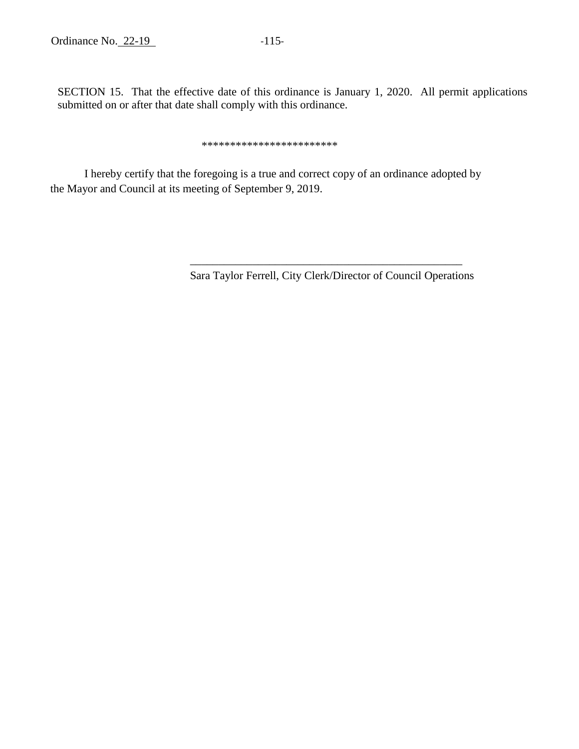SECTION 15. That the effective date of this ordinance is January 1, 2020. All permit applications submitted on or after that date shall comply with this ordinance.

************************

I hereby certify that the foregoing is a true and correct copy of an ordinance adopted by the Mayor and Council at its meeting of September 9, 2019.

_________________________________________________

Sara Taylor Ferrell, City Clerk/Director of Council Operations